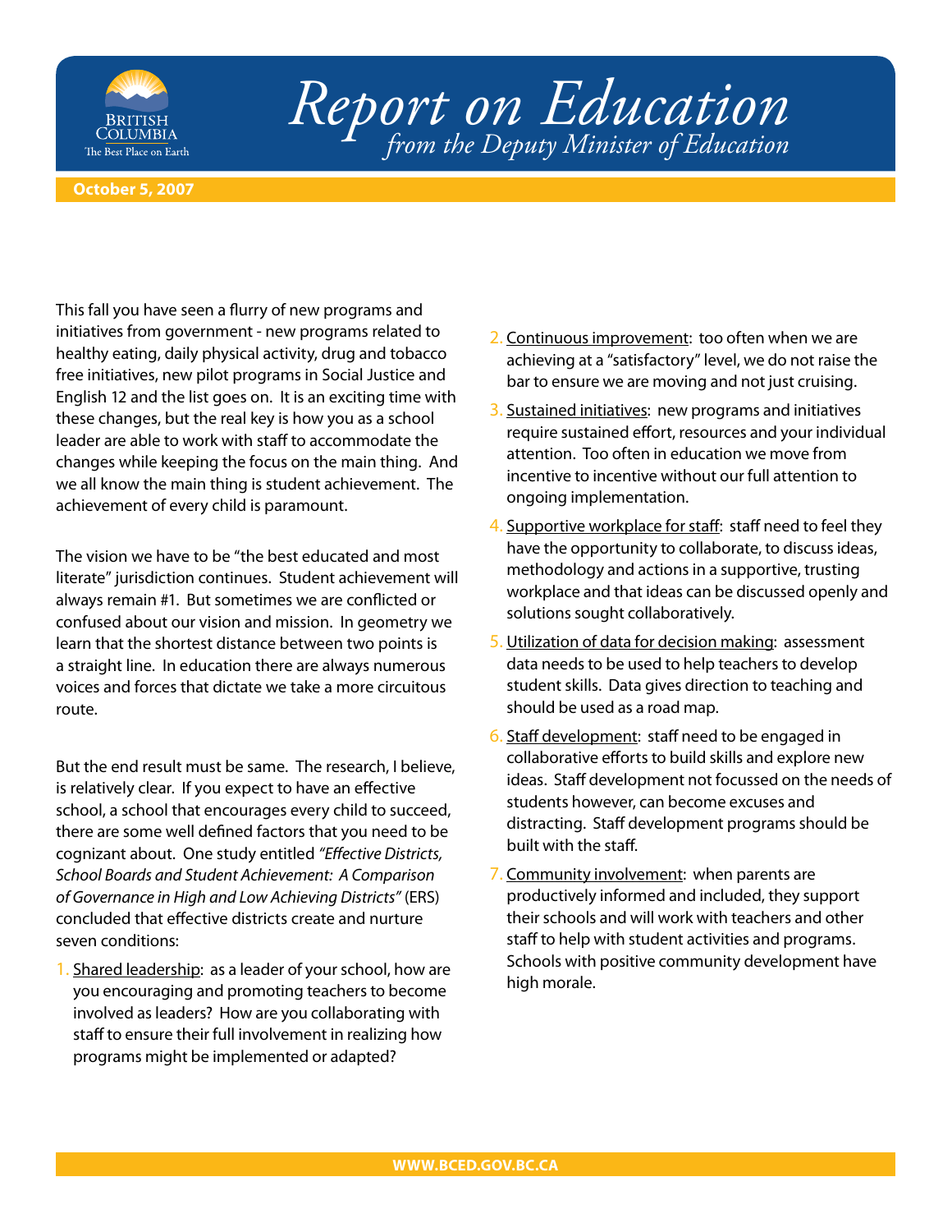# Report on Education

*from the Deputy Minister of Education*

**October 5, 2007**

This fall you have seen a flurry of new programs and initiatives from government - new programs related to healthy eating, daily physical activity, drug and tobacco free initiatives, new pilot programs in Social Justice and English 12 and the list goes on. It is an exciting time with these changes, but the real key is how you as a school leader are able to work with staff to accommodate the changes while keeping the focus on the main thing. And we all know the main thing is student achievement. The achievement of every child is paramount.

The vision we have to be "the best educated and most literate" jurisdiction continues. Student achievement will always remain #1. But sometimes we are conflicted or confused about our vision and mission. In geometry we learn that the shortest distance between two points is a straight line. In education there are always numerous voices and forces that dictate we take a more circuitous route.

But the end result must be same. The research, I believe, is relatively clear. If you expect to have an effective school, a school that encourages every child to succeed, there are some well defined factors that you need to be cognizant about. One study entitled *"Effective Districts, School Boards and Student Achievement: A Comparison of Governance in High and Low Achieving Districts"* (ERS) concluded that effective districts create and nurture seven conditions:

1. <u>Shared leadership</u>: as a leader of your school, how are you encouraging and promoting teachers to become involved as leaders? How are you collaborating with staff to ensure their full involvement in realizing how programs might be implemented or adapted?
2. <u>Continuous improvement</u>: too often when we are achieving at a "satisfactory" level, we do not raise the bar to ensure we are moving and not just cruising.
3. <u>Sustained initiatives</u>: new programs and initiatives require sustained effort, resources and your individual attention. Too often in education we move from incentive to incentive without our full attention to ongoing implementation.
4. <u>Supportive workplace for staff</u>: staff need to feel they have the opportunity to collaborate, to discuss ideas, methodology and actions in a supportive, trusting workplace and that ideas can be discussed openly and solutions sought collaboratively.
5. <u>Utilization of data for decision making</u>: assessment data needs to be used to help teachers to develop student skills. Data gives direction to teaching and should be used as a road map.
6. <u>Staff development</u>: staff need to be engaged in collaborative efforts to build skills and explore new ideas. Staff development not focussed on the needs of students however, can become excuses and distracting. Staff development programs should be built with the staff.
7. <u>Community involvement</u>: when parents are productively informed and included, they support their schools and will work with teachers and other staff to help with student activities and programs. Schools with positive community development have high morale.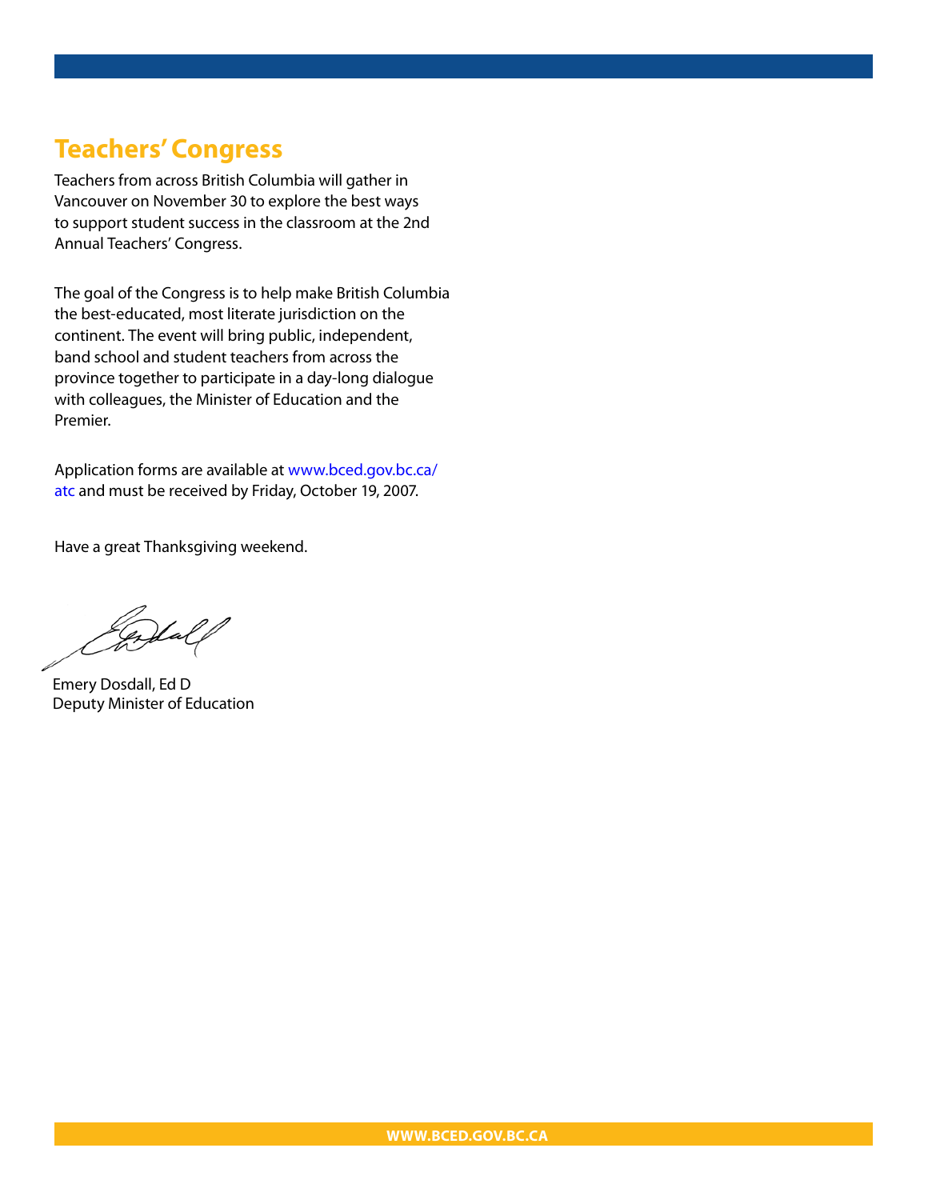## Teachers' Congress

Teachers from across British Columbia will gather in Vancouver on November 30 to explore the best ways to support student success in the classroom at the 2nd Annual Teachers' Congress.

The goal of the Congress is to help make British Columbia the best-educated, most literate jurisdiction on the continent. The event will bring public, independent, band school and student teachers from across the province together to participate in a day-long dialogue with colleagues, the Minister of Education and the Premier.

Application forms are available at www.bced.gov.bc.ca/atc and must be received by Friday, October 19, 2007.

Have a great Thanksgiving weekend.

Emery Dosdall, Ed D
Deputy Minister of Education